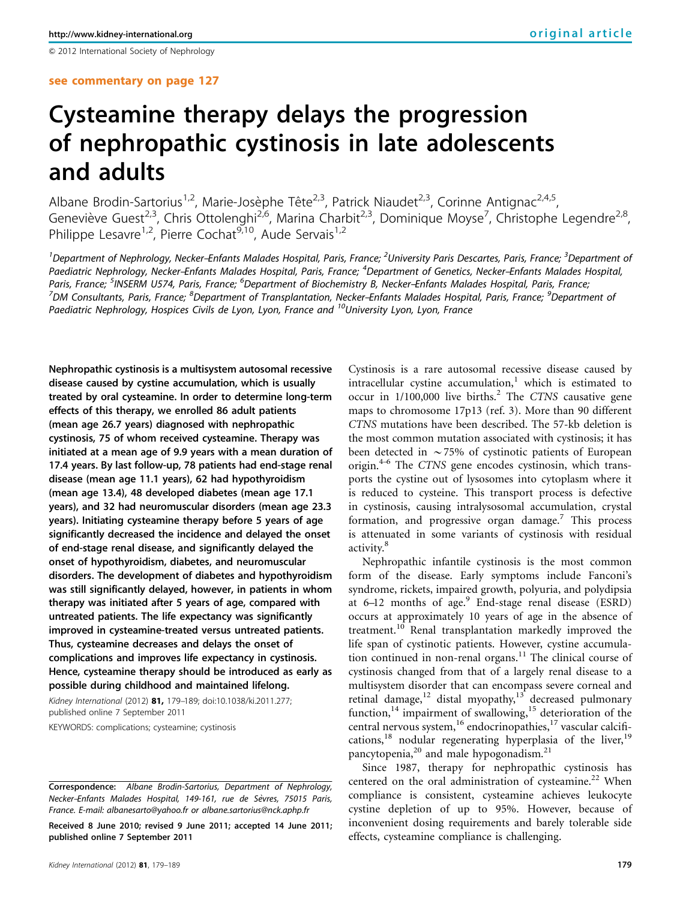see commentary on page 127

# Cysteamine therapy delays the progression of nephropathic cystinosis in late adolescents and adults

Albane Brodin-Sartorius[1,2], Marie-Josèphe Tête[2,3], Patrick Niaudet[2,3], Corinne Antignac[2,4,5], Geneviève Guest[2,3], Chris Ottolenghi[2,6], Marina Charbit[2,3], Dominique Moyse[7], Christophe Legendre[2,8], Philippe Lesavre[1,2], Pierre Cochat[9,10], Aude Servais[1,2]

[1]Department of Nephrology, Necker–Enfants Malades Hospital, Paris, France; [2]University Paris Descartes, Paris, France; [3]Department of Paediatric Nephrology, Necker–Enfants Malades Hospital, Paris, France; [4]Department of Genetics, Necker–Enfants Malades Hospital, Paris, France; [5]INSERM U574, Paris, France; [6]Department of Biochemistry B, Necker–Enfants Malades Hospital, Paris, France; [7]DM Consultants, Paris, France; [8]Department of Transplantation, Necker–Enfants Malades Hospital, Paris, France; [9]Department of Paediatric Nephrology, Hospices Civils de Lyon, Lyon, France and [10]University Lyon, Lyon, France

**Nephropathic cystinosis is a multisystem autosomal recessive disease caused by cystine accumulation, which is usually treated by oral cysteamine. In order to determine long-term effects of this therapy, we enrolled 86 adult patients (mean age 26.7 years) diagnosed with nephropathic cystinosis, 75 of whom received cysteamine. Therapy was initiated at a mean age of 9.9 years with a mean duration of 17.4 years. By last follow-up, 78 patients had end-stage renal disease (mean age 11.1 years), 62 had hypothyroidism (mean age 13.4), 48 developed diabetes (mean age 17.1 years), and 32 had neuromuscular disorders (mean age 23.3 years). Initiating cysteamine therapy before 5 years of age significantly decreased the incidence and delayed the onset of end-stage renal disease, and significantly delayed the onset of hypothyroidism, diabetes, and neuromuscular disorders. The development of diabetes and hypothyroidism was still significantly delayed, however, in patients in whom therapy was initiated after 5 years of age, compared with untreated patients. The life expectancy was significantly improved in cysteamine-treated versus untreated patients. Thus, cysteamine decreases and delays the onset of complications and improves life expectancy in cystinosis. Hence, cysteamine therapy should be introduced as early as possible during childhood and maintained lifelong.**

*Kidney International* (2012) **81**, 179–189; doi:10.1038/ki.2011.277; published online 7 September 2011

KEYWORDS: complications; cysteamine; cystinosis

Correspondence: *Albane Brodin-Sartorius, Department of Nephrology, Necker-Enfants Malades Hospital, 149-161, rue de Sèvres, 75015 Paris, France. E-mail: albanesarto@yahoo.fr or albane.sartorius@nck.aphp.fr*

Received 8 June 2010; revised 9 June 2011; accepted 14 June 2011; published online 7 September 2011

Cystinosis is a rare autosomal recessive disease caused by intracellular cystine accumulation,[1] which is estimated to occur in 1/100,000 live births.[2] The *CTNS* causative gene maps to chromosome 17p13 (ref. 3). More than 90 different *CTNS* mutations have been described. The 57-kb deletion is the most common mutation associated with cystinosis; it has been detected in ~75% of cystinotic patients of European origin.[4–6] The *CTNS* gene encodes cystinosin, which transports the cystine out of lysosomes into cytoplasm where it is reduced to cysteine. This transport process is defective in cystinosis, causing intralysosomal accumulation, crystal formation, and progressive organ damage.[7] This process is attenuated in some variants of cystinosis with residual activity.[8]

Nephropathic infantile cystinosis is the most common form of the disease. Early symptoms include Fanconi's syndrome, rickets, impaired growth, polyuria, and polydipsia at 6–12 months of age.[9] End-stage renal disease (ESRD) occurs at approximately 10 years of age in the absence of treatment.[10] Renal transplantation markedly improved the life span of cystinotic patients. However, cystine accumulation continued in non-renal organs.[11] The clinical course of cystinosis changed from that of a largely renal disease to a multisystem disorder that can encompass severe corneal and retinal damage,[12] distal myopathy,[13] decreased pulmonary function,[14] impairment of swallowing,[15] deterioration of the central nervous system,[16] endocrinopathies,[17] vascular calcifications,[18] nodular regenerating hyperplasia of the liver,[19] pancytopenia,[20] and male hypogonadism.[21]

Since 1987, therapy for nephropathic cystinosis has centered on the oral administration of cysteamine.[22] When compliance is consistent, cysteamine achieves leukocyte cystine depletion of up to 95%. However, because of inconvenient dosing requirements and barely tolerable side effects, cysteamine compliance is challenging.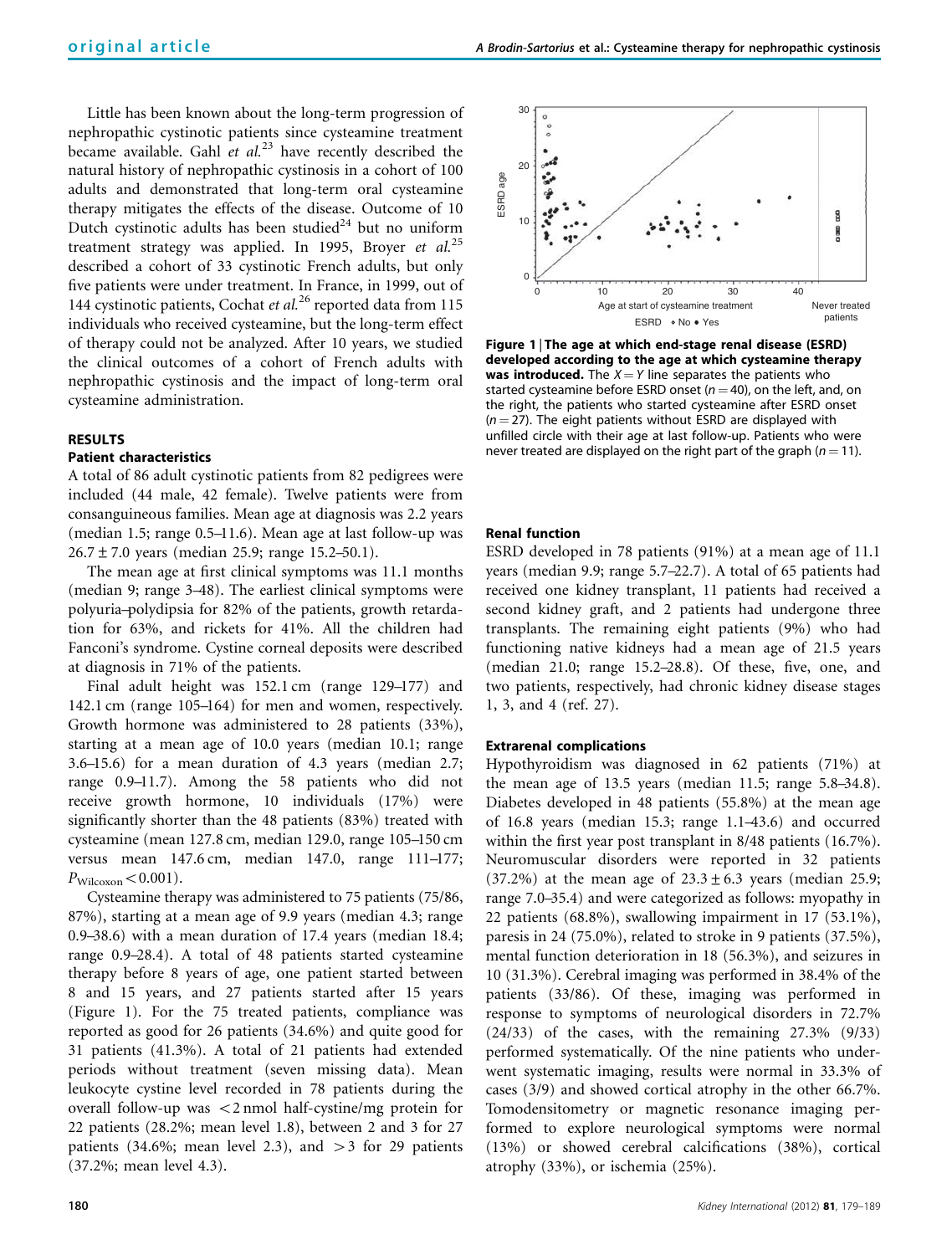Little has been known about the long-term progression of nephropathic cystinotic patients since cysteamine treatment became available. Gahl *et al.*[23] have recently described the natural history of nephropathic cystinosis in a cohort of 100 adults and demonstrated that long-term oral cysteamine therapy mitigates the effects of the disease. Outcome of 10 Dutch cystinotic adults has been studied[24] but no uniform treatment strategy was applied. In 1995, Broyer *et al.*[25] described a cohort of 33 cystinotic French adults, but only five patients were under treatment. In France, in 1999, out of 144 cystinotic patients, Cochat *et al.*[26] reported data from 115 individuals who received cysteamine, but the long-term effect of therapy could not be analyzed. After 10 years, we studied the clinical outcomes of a cohort of French adults with nephropathic cystinosis and the impact of long-term oral cysteamine administration.

## RESULTS

### Patient characteristics

A total of 86 adult cystinotic patients from 82 pedigrees were included (44 male, 42 female). Twelve patients were from consanguineous families. Mean age at diagnosis was 2.2 years (median 1.5; range 0.5–11.6). Mean age at last follow-up was 26.7 ± 7.0 years (median 25.9; range 15.2–50.1).

The mean age at first clinical symptoms was 11.1 months (median 9; range 3–48). The earliest clinical symptoms were polyuria–polydipsia for 82% of the patients, growth retardation for 63%, and rickets for 41%. All the children had Fanconi's syndrome. Cystine corneal deposits were described at diagnosis in 71% of the patients.

Final adult height was 152.1 cm (range 129–177) and 142.1 cm (range 105–164) for men and women, respectively. Growth hormone was administered to 28 patients (33%), starting at a mean age of 10.0 years (median 10.1; range 3.6–15.6) for a mean duration of 4.3 years (median 2.7; range 0.9–11.7). Among the 58 patients who did not receive growth hormone, 10 individuals (17%) were significantly shorter than the 48 patients (83%) treated with cysteamine (mean 127.8 cm, median 129.0, range 105–150 cm versus mean 147.6 cm, median 147.0, range 111–177; $P_{Wilcoxon} < 0.001$).

Cysteamine therapy was administered to 75 patients (75/86, 87%), starting at a mean age of 9.9 years (median 4.3; range 0.9–38.6) with a mean duration of 17.4 years (median 18.4; range 0.9–28.4). A total of 48 patients started cysteamine therapy before 8 years of age, one patient started between 8 and 15 years, and 27 patients started after 15 years (Figure 1). For the 75 treated patients, compliance was reported as good for 26 patients (34.6%) and quite good for 31 patients (41.3%). A total of 21 patients had extended periods without treatment (seven missing data). Mean leukocyte cystine level recorded in 78 patients during the overall follow-up was <2 nmol half-cystine/mg protein for 22 patients (28.2%; mean level 1.8), between 2 and 3 for 27 patients (34.6%; mean level 2.3), and >3 for 29 patients (37.2%; mean level 4.3).

**Figure 1 | The age at which end-stage renal disease (ESRD) developed according to the age at which cysteamine therapy was introduced.** The $X = Y$ line separates the patients who started cysteamine before ESRD onset ($n = 40$), on the left, and, on the right, the patients who started cysteamine after ESRD onset ($n = 27$). The eight patients without ESRD are displayed with unfilled circle with their age at last follow-up. Patients who were never treated are displayed on the right part of the graph ($n = 11$).

### Renal function

ESRD developed in 78 patients (91%) at a mean age of 11.1 years (median 9.9; range 5.7–22.7). A total of 65 patients had received one kidney transplant, 11 patients had received a second kidney graft, and 2 patients had undergone three transplants. The remaining eight patients (9%) who had functioning native kidneys had a mean age of 21.5 years (median 21.0; range 15.2–28.8). Of these, five, one, and two patients, respectively, had chronic kidney disease stages 1, 3, and 4 (ref. 27).

### Extrarenal complications

Hypothyroidism was diagnosed in 62 patients (71%) at the mean age of 13.5 years (median 11.5; range 5.8–34.8). Diabetes developed in 48 patients (55.8%) at the mean age of 16.8 years (median 15.3; range 1.1–43.6) and occurred within the first year post transplant in 8/48 patients (16.7%). Neuromuscular disorders were reported in 32 patients (37.2%) at the mean age of 23.3 ± 6.3 years (median 25.9; range 7.0–35.4) and were categorized as follows: myopathy in 22 patients (68.8%), swallowing impairment in 17 (53.1%), paresis in 24 (75.0%), related to stroke in 9 patients (37.5%), mental function deterioration in 18 (56.3%), and seizures in 10 (31.3%). Cerebral imaging was performed in 38.4% of the patients (33/86). Of these, imaging was performed in response to symptoms of neurological disorders in 72.7% (24/33) of the cases, with the remaining 27.3% (9/33) performed systematically. Of the nine patients who underwent systematic imaging, results were normal in 33.3% of cases (3/9) and showed cortical atrophy in the other 66.7%. Tomodensitometry or magnetic resonance imaging performed to explore neurological symptoms were normal (13%) or showed cerebral calcifications (38%), cortical atrophy (33%), or ischemia (25%).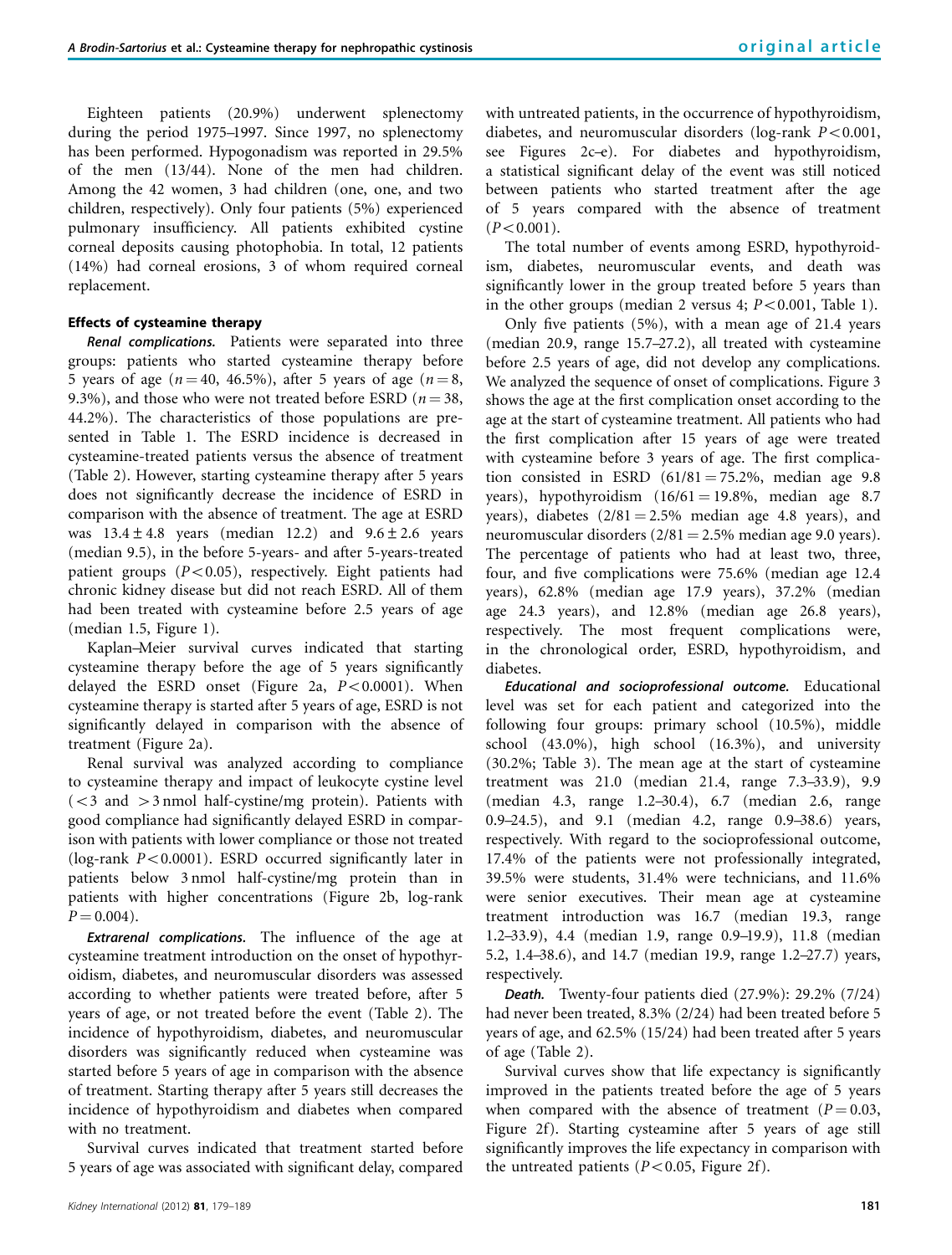Eighteen patients (20.9%) underwent splenectomy during the period 1975–1997. Since 1997, no splenectomy has been performed. Hypogonadism was reported in 29.5% of the men (13/44). None of the men had children. Among the 42 women, 3 had children (one, one, and two children, respectively). Only four patients (5%) experienced pulmonary insufficiency. All patients exhibited cystine corneal deposits causing photophobia. In total, 12 patients (14%) had corneal erosions, 3 of whom required corneal replacement.

### Effects of cysteamine therapy

***Renal complications.*** Patients were separated into three groups: patients who started cysteamine therapy before 5 years of age ($n = 40$, 46.5%), after 5 years of age ($n = 8$, 9.3%), and those who were not treated before ESRD ($n = 38$, 44.2%). The characteristics of those populations are presented in Table 1. The ESRD incidence is decreased in cysteamine-treated patients versus the absence of treatment (Table 2). However, starting cysteamine therapy after 5 years does not significantly decrease the incidence of ESRD in comparison with the absence of treatment. The age at ESRD was $13.4 \pm 4.8$ years (median 12.2) and $9.6 \pm 2.6$ years (median 9.5), in the before 5-years- and after 5-years-treated patient groups ($P < 0.05$), respectively. Eight patients had chronic kidney disease but did not reach ESRD. All of them had been treated with cysteamine before 2.5 years of age (median 1.5, Figure 1).

Kaplan–Meier survival curves indicated that starting cysteamine therapy before the age of 5 years significantly delayed the ESRD onset (Figure 2a, $P < 0.0001$). When cysteamine therapy is started after 5 years of age, ESRD is not significantly delayed in comparison with the absence of treatment (Figure 2a).

Renal survival was analyzed according to compliance to cysteamine therapy and impact of leukocyte cystine level (<3 and >3 nmol half-cystine/mg protein). Patients with good compliance had significantly delayed ESRD in comparison with patients with lower compliance or those not treated (log-rank $P < 0.0001$). ESRD occurred significantly later in patients below 3 nmol half-cystine/mg protein than in patients with higher concentrations (Figure 2b, log-rank $P = 0.004$).

***Extrarenal complications.*** The influence of the age at cysteamine treatment introduction on the onset of hypothyroidism, diabetes, and neuromuscular disorders was assessed according to whether patients were treated before, after 5 years of age, or not treated before the event (Table 2). The incidence of hypothyroidism, diabetes, and neuromuscular disorders was significantly reduced when cysteamine was started before 5 years of age in comparison with the absence of treatment. Starting therapy after 5 years still decreases the incidence of hypothyroidism and diabetes when compared with no treatment.

Survival curves indicated that treatment started before 5 years of age was associated with significant delay, compared with untreated patients, in the occurrence of hypothyroidism, diabetes, and neuromuscular disorders (log-rank $P < 0.001$, see Figures 2c–e). For diabetes and hypothyroidism, a statistical significant delay of the event was still noticed between patients who started treatment after the age of 5 years compared with the absence of treatment ($P < 0.001$).

The total number of events among ESRD, hypothyroidism, diabetes, neuromuscular events, and death was significantly lower in the group treated before 5 years than in the other groups (median 2 versus 4; $P < 0.001$, Table 1).

Only five patients (5%), with a mean age of 21.4 years (median 20.9, range 15.7–27.2), all treated with cysteamine before 2.5 years of age, did not develop any complications. We analyzed the sequence of onset of complications. Figure 3 shows the age at the first complication onset according to the age at the start of cysteamine treatment. All patients who had the first complication after 15 years of age were treated with cysteamine before 3 years of age. The first complication consisted in ESRD (61/81 = 75.2%, median age 9.8 years), hypothyroidism (16/61 = 19.8%, median age 8.7 years), diabetes (2/81 = 2.5% median age 4.8 years), and neuromuscular disorders (2/81 = 2.5% median age 9.0 years). The percentage of patients who had at least two, three, four, and five complications were 75.6% (median age 12.4 years), 62.8% (median age 17.9 years), 37.2% (median age 24.3 years), and 12.8% (median age 26.8 years), respectively. The most frequent complications were, in the chronological order, ESRD, hypothyroidism, and diabetes.

***Educational and socioprofessional outcome.*** Educational level was set for each patient and categorized into the following four groups: primary school (10.5%), middle school (43.0%), high school (16.3%), and university (30.2%; Table 3). The mean age at the start of cysteamine treatment was 21.0 (median 21.4, range 7.3–33.9), 9.9 (median 4.3, range 1.2–30.4), 6.7 (median 2.6, range 0.9–24.5), and 9.1 (median 4.2, range 0.9–38.6) years, respectively. With regard to the socioprofessional outcome, 17.4% of the patients were not professionally integrated, 39.5% were students, 31.4% were technicians, and 11.6% were senior executives. Their mean age at cysteamine treatment introduction was 16.7 (median 19.3, range 1.2–33.9), 4.4 (median 1.9, range 0.9–19.9), 11.8 (median 5.2, 1.4–38.6), and 14.7 (median 19.9, range 1.2–27.7) years, respectively.

***Death.*** Twenty-four patients died (27.9%): 29.2% (7/24) had never been treated, 8.3% (2/24) had been treated before 5 years of age, and 62.5% (15/24) had been treated after 5 years of age (Table 2).

Survival curves show that life expectancy is significantly improved in the patients treated before the age of 5 years when compared with the absence of treatment ($P = 0.03$, Figure 2f). Starting cysteamine after 5 years of age still significantly improves the life expectancy in comparison with the untreated patients ($P < 0.05$, Figure 2f).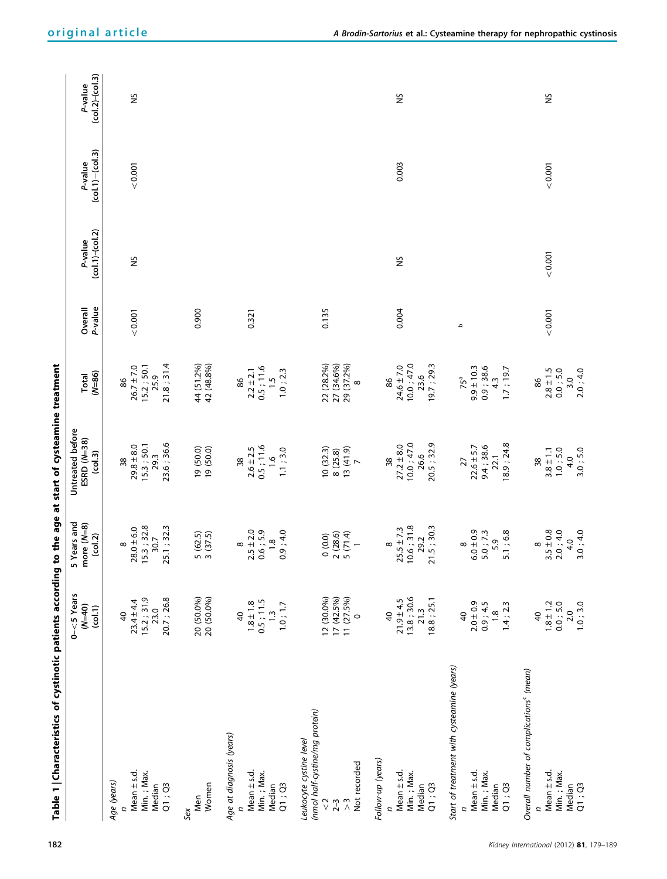**Table 1 | Characteristics of cystinotic patients according to the age at start of cysteamine treatment**

| | 0–<5 Years (N=40) (col.1) | 5 Years and more (N=8) (col.2) | Untreated before ESRD (N=38) (col.3) | Total (N=86) | Overall P-value | P-value (col.1)–(col.2) | P-value (col.1)–(col.3) | P-value (col.2)–(col.3) |
|---|---|---|---|---|---|---|---|---|
| *Age (years)* | | | | | | | | |
| n | 40 | 8 | 38 | 86 | <0.001 | NS | <0.001 | NS |
| Mean ± s.d. | 23.4 ± 4.4 | 28.0 ± 6.0 | 29.8 ± 8.0 | 26.7 ± 7.0 | | | | |
| Min. ; Max. | 15.2 ; 31.9 | 15.3 ; 32.8 | 15.3 ; 50.1 | 15.2 ; 50.1 | | | | |
| Median | 23.0 | 30.7 | 29.3 | 25.9 | | | | |
| Q1 ; Q3 | 20.7 ; 26.8 | 25.1 ; 32.3 | 23.6 ; 36.6 | 21.8 ; 31.4 | | | | |
| *Sex* | | | | | | | | |
| Men | 20 (50.0%) | 5 (62.5) | 19 (50.0) | 44 (51.2%) | 0.900 | | | |
| Women | 20 (50.0%) | 3 (37.5) | 19 (50.0) | 42 (48.8%) | | | | |
| *Age at diagnosis (years)* | | | | | | | | |
| n | 40 | 8 | 38 | 86 | 0.321 | | | |
| Mean ± s.d. | 1.8 ± 1.8 | 2.5 ± 2.0 | 2.6 ± 2.5 | 2.2 ± 2.1 | | | | |
| Min. ; Max. | 0.5 ; 11.5 | 0.6 ; 5.9 | 0.5 ; 11.6 | 0.5 ; 11.6 | | | | |
| Median | 1.3 | 1.8 | 1.6 | 1.5 | | | | |
| Q1 ; Q3 | 1.0 ; 1.7 | 0.9 ; 4.0 | 1.1 ; 3.0 | 1.0 ; 2.3 | | | | |
| *Leukocyte cystine level (nmol half-cystine/mg protein)* | | | | | | | | |
| <2 | 12 (30.0%) | 0 (0.0) | 10 (32.3) | 22 (28.2%) | 0.135 | | | |
| 2–3 | 17 (42.5%) | 2 (28.6) | 8 (25.8) | 27 (34.6%) | | | | |
| >3 | 11 (27.5%) | 5 (71.4) | 13 (41.9) | 29 (37.2%) | | | | |
| Not recorded | 0 | 1 | 7 | 8 | | | | |
| *Follow-up (years)* | | | | | | | | |
| n | 40 | 8 | 38 | 86 | 0.004 | NS | 0.003 | NS |
| Mean ± s.d. | 21.9 ± 4.5 | 25.5 ± 7.3 | 27.2 ± 8.0 | 24.6 ± 7.0 | | | | |
| Min. ; Max. | 13.8 ; 30.6 | 10.6 ; 31.8 | 10.0 ; 47.0 | 10.0 ; 47.0 | | | | |
| Median | 21.3 | 29.2 | 26.6 | 23.6 | | | | |
| Q1 ; Q3 | 18.8 ; 25.1 | 21.5 ; 30.3 | 20.5 ; 32.9 | 19.7 ; 29.3 | | | | |
| *Start of treatment with cysteamine (years)* | | | | | | | | |
| n | 40 | 8 | 27 | 75[a] | [b] | | | |
| Mean ± s.d. | 2.0 ± 0.9 | 6.0 ± 0.9 | 22.6 ± 5.7 | 9.9 ± 10.3 | | | | |
| Min. ; Max. | 0.9 ; 4.5 | 5.0 ; 7.3 | 9.4 ; 38.6 | 0.9 ; 38.6 | | | | |
| Median | 1.8 | 5.9 | 22.1 | 4.3 | | | | |
| Q1 ; Q3 | 1.4 ; 2.3 | 5.1 ; 6.8 | 18.9 ; 24.8 | 1.7 ; 19.7 | | | | |
| *Overall number of complications[c] (mean)* | | | | | | | | |
| n | 40 | 8 | 38 | 86 | <0.001 | <0.001 | <0.001 | NS |
| Mean ± s.d. | 1.8 ± 1.2 | 3.5 ± 0.8 | 3.8 ± 1.1 | 2.8 ± 1.5 | | | | |
| Min. ; Max. | 0.0 ; 5.0 | 2.0 ; 4.0 | 1.0 ; 5.0 | 0.0 ; 5.0 | | | | |
| Median | 2.0 | 4.0 | 4.0 | 3.0 | | | | |
| Q1 ; Q3 | 1.0 ; 3.0 | 3.0 ; 4.0 | 3.0 ; 5.0 | 2.0 ; 4.0 | | | | |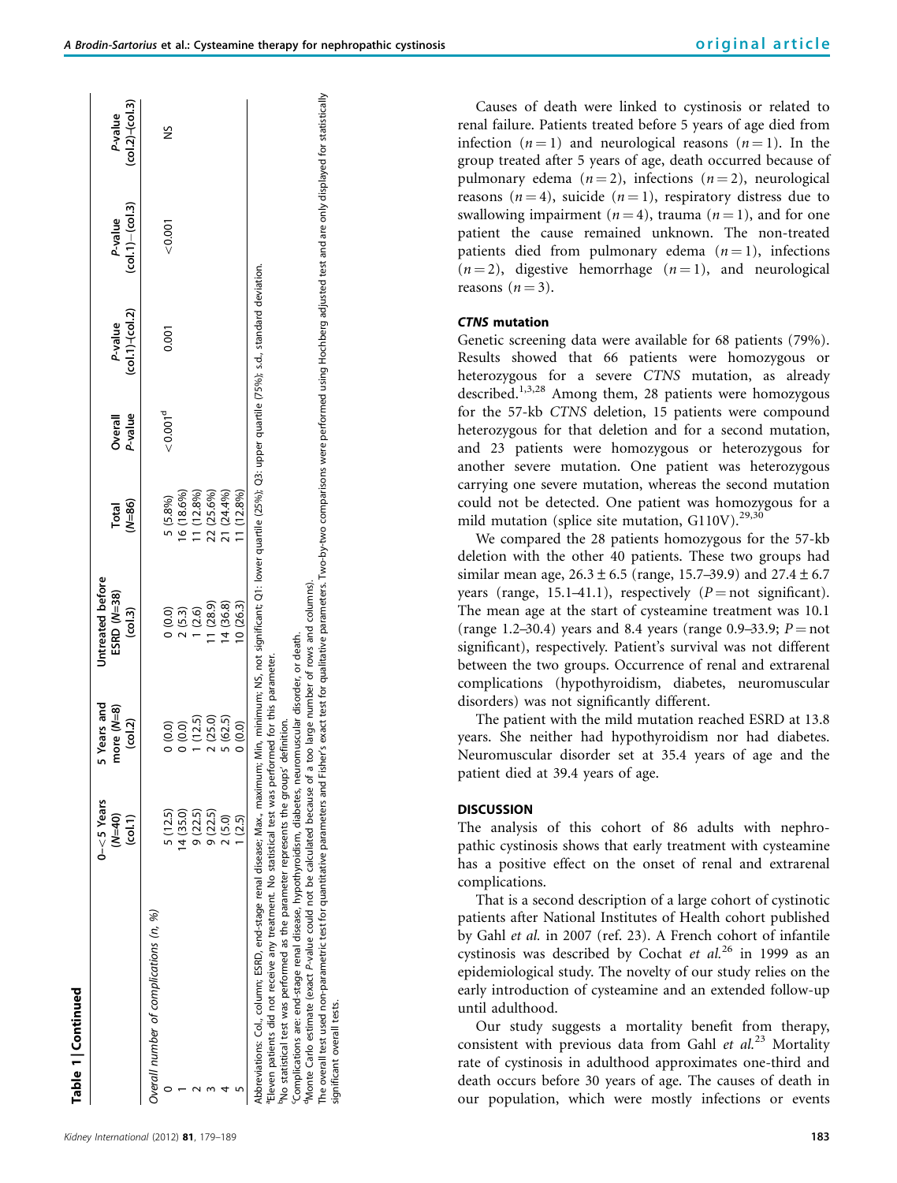**Table 1 | Continued**

| | 0–<5 Years (N=40) (col.1) | 5 Years and more (N=8) (col.2) | Untreated before ESRD (N=38) (col.3) | Total (N=86) | Overall P-value | P-value (col.1)–(col.2) | P-value (col.1)–(col.3) | P-value (col.2)–(col.3) |
|---|---|---|---|---|---|---|---|---|
| *Overall number of complications (n, %)* | | | | | | | | |
| 0 | 5 (12.5) | 0 (0.0) | 0 (0.0) | 5 (5.8%) | <0.001[d] | 0.001 | <0.001 | NS |
| 1 | 14 (35.0) | 0 (0.0) | 2 (5.3) | 16 (18.6%) | | | | |
| 2 | 9 (22.5) | 1 (12.5) | 1 (2.6) | 11 (12.8%) | | | | |
| 3 | 9 (22.5) | 2 (25.0) | 11 (28.9) | 22 (25.6%) | | | | |
| 4 | 2 (5.0) | 5 (62.5) | 14 (36.8) | 21 (24.4%) | | | | |
| 5 | 1 (2.5) | 0 (0.0) | 10 (26.3) | 11 (12.8%) | | | | |

Abbreviations: Col., column; ESRD, end-stage renal disease; Max., maximum; Min, minimum; NS, not significant; Q1: lower quartile (25%); Q3: upper quartile (75%); s.d., standard deviation.
[a]Eleven patients did not receive any treatment. No statistical test was performed for this parameter.
[b]No statistical test was performed as the parameter represents the groups' definition.
[c]Complications are: end-stage renal disease, hypothyroidism, diabetes, neuromuscular disorder, or death.
[d]Monte Carlo estimate (exact P-value could not be calculated because of a too large number of rows and columns).
The overall test used non-parametric test for quantitative parameters and Fisher's exact test for qualitative parameters. Two-by-two comparisons were performed using Hochberg adjusted test and are only displayed for statistically significant overall tests.

Causes of death were linked to cystinosis or related to renal failure. Patients treated before 5 years of age died from infection ($n=1$) and neurological reasons ($n=1$). In the group treated after 5 years of age, death occurred because of pulmonary edema ($n=2$), infections ($n=2$), neurological reasons ($n=4$), suicide ($n=1$), respiratory distress due to swallowing impairment ($n=4$), trauma ($n=1$), and for one patient the cause remained unknown. The non-treated patients died from pulmonary edema ($n=1$), infections ($n=2$), digestive hemorrhage ($n=1$), and neurological reasons ($n=3$).

### *CTNS* mutation

Genetic screening data were available for 68 patients (79%). Results showed that 66 patients were homozygous or heterozygous for a severe *CTNS* mutation, as already described.[1,3,28] Among them, 28 patients were homozygous for the 57-kb *CTNS* deletion, 15 patients were compound heterozygous for that deletion and for a second mutation, and 23 patients were homozygous or heterozygous for another severe mutation. One patient was heterozygous carrying one severe mutation, whereas the second mutation could not be detected. One patient was homozygous for a mild mutation (splice site mutation, G110V).[29,30]

We compared the 28 patients homozygous for the 57-kb deletion with the other 40 patients. These two groups had similar mean age, 26.3 ± 6.5 (range, 15.7–39.9) and 27.4 ± 6.7 years (range, 15.1–41.1), respectively ($P$ = not significant). The mean age at the start of cysteamine treatment was 10.1 (range 1.2–30.4) years and 8.4 years (range 0.9–33.9; $P$ = not significant), respectively. Patient's survival was not different between the two groups. Occurrence of renal and extrarenal complications (hypothyroidism, diabetes, neuromuscular disorders) was not significantly different.

The patient with the mild mutation reached ESRD at 13.8 years. She neither had hypothyroidism nor had diabetes. Neuromuscular disorder set at 35.4 years of age and the patient died at 39.4 years of age.

## DISCUSSION

The analysis of this cohort of 86 adults with nephropathic cystinosis shows that early treatment with cysteamine has a positive effect on the onset of renal and extrarenal complications.

That is a second description of a large cohort of cystinotic patients after National Institutes of Health cohort published by Gahl *et al.* in 2007 (ref. 23). A French cohort of infantile cystinosis was described by Cochat *et al.*[26] in 1999 as an epidemiological study. The novelty of our study relies on the early introduction of cysteamine and an extended follow-up until adulthood.

Our study suggests a mortality benefit from therapy, consistent with previous data from Gahl *et al.*[23] Mortality rate of cystinosis in adulthood approximates one-third and death occurs before 30 years of age. The causes of death in our population, which were mostly infections or events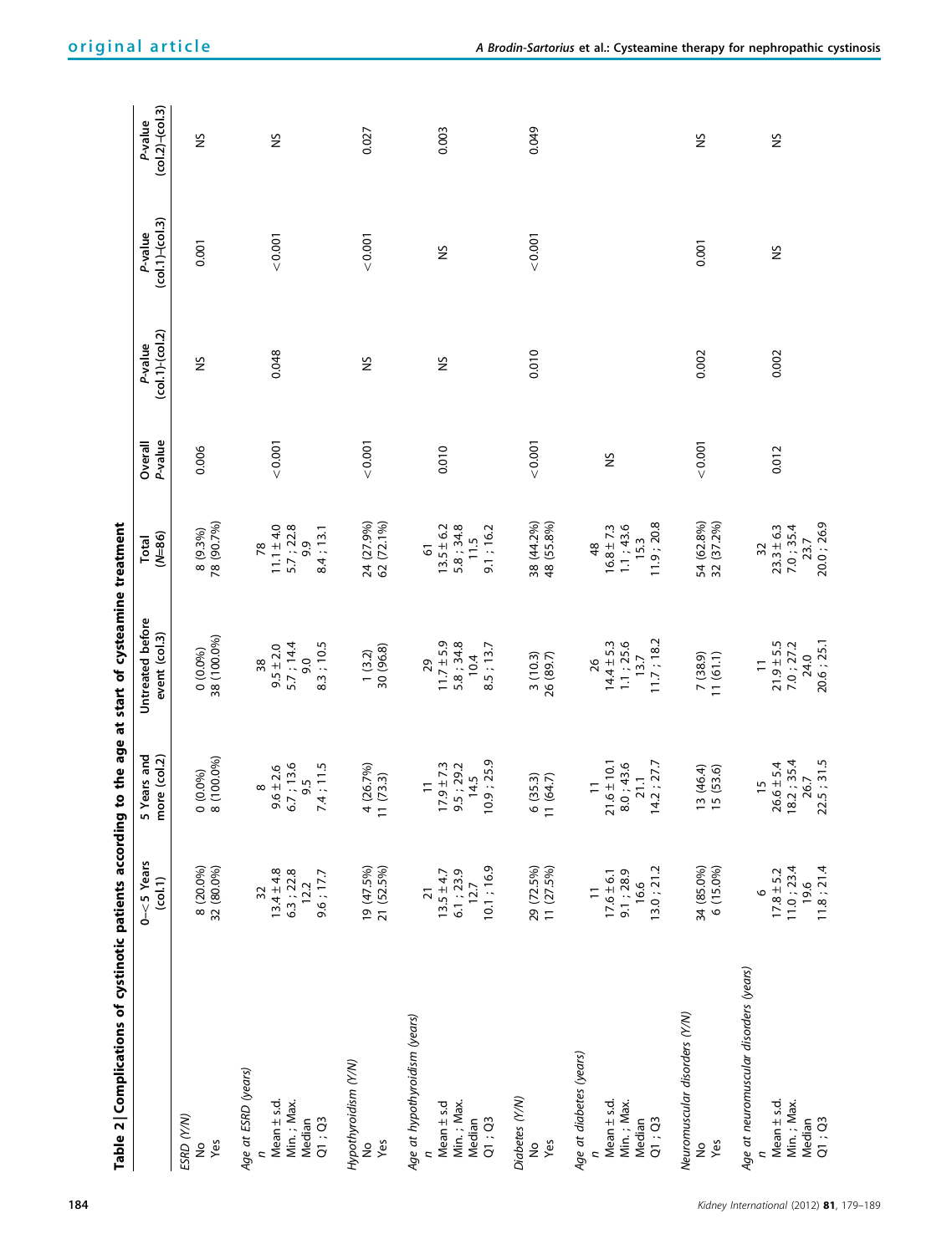**Table 2 | Complications of cystinotic patients according to the age at start of cysteamine treatment**

| | 0–<5 Years (col.1) | 5 Years and more (col.2) | Untreated before event (col.3) | Total (N=86) | Overall P-value | P-value (col.1)–(col.2) | P-value (col.1)–(col.3) | P-value (col.2)–(col.3) |
|---|---|---|---|---|---|---|---|---|
| *ESRD (Y/N)* | | | | | 0.006 | NS | 0.001 | NS |
| No | 8 (20.0%) | 0 (0.0%) | 0 (0.0%) | 8 (9.3%) | | | | |
| Yes | 32 (80.0%) | 8 (100.0%) | 38 (100.0%) | 78 (90.7%) | | | | |
| *Age at ESRD (years)* | | | | | <0.001 | 0.048 | <0.001 | NS |
| n | 32 | 8 | 38 | 78 | | | | |
| Mean ± s.d. | 13.4 ± 4.8 | 9.6 ± 2.6 | 9.5 ± 2.0 | 11.1 ± 4.0 | | | | |
| Min. ; Max. | 6.3 ; 22.8 | 6.7 ; 13.6 | 5.7 ; 14.4 | 5.7 ; 22.8 | | | | |
| Median | 12.2 | 9.5 | 9.0 | 9.9 | | | | |
| Q1 ; Q3 | 9.6 ; 17.7 | 7.4 ; 11.5 | 8.3 ; 10.5 | 8.4 ; 13.1 | | | | |
| *Hypothyroidism (Y/N)* | | | | | <0.001 | NS | <0.001 | 0.027 |
| No | 19 (47.5%) | 4 (26.7%) | 1 (3.2) | 24 (27.9%) | | | | |
| Yes | 21 (52.5%) | 11 (73.3) | 30 (96.8) | 62 (72.1%) | | | | |
| *Age at hypothyroidism (years)* | | | | | 0.010 | NS | NS | 0.003 |
| n | 21 | 11 | 29 | 61 | | | | |
| Mean ± s.d | 13.5 ± 4.7 | 17.9 ± 7.3 | 11.7 ± 5.9 | 13.5 ± 6.2 | | | | |
| Min. ; Max. | 6.1 ; 23.9 | 9.5 ; 29.2 | 5.8 ; 34.8 | 5.8 ; 34.8 | | | | |
| Median | 12.7 | 14.5 | 10.4 | 11.5 | | | | |
| Q1 ; Q3 | 10.1 ; 16.9 | 10.9 ; 25.9 | 8.5 ; 13.7 | 9.1 ; 16.2 | | | | |
| *Diabetes (Y/N)* | | | | | <0.001 | 0.010 | <0.001 | 0.049 |
| No | 29 (72.5%) | 6 (35.3) | 3 (10.3) | 38 (44.2%) | | | | |
| Yes | 11 (27.5%) | 11 (64.7) | 26 (89.7) | 48 (55.8%) | | | | |
| *Age at diabetes (years)* | | | | | NS | | | |
| n | 11 | 11 | 26 | 48 | | | | |
| Mean ± s.d. | 17.6 ± 6.1 | 21.6 ± 10.1 | 14.4 ± 5.3 | 16.8 ± 7.3 | | | | |
| Min. ; Max. | 9.1 ; 28.9 | 8.0 ; 43.6 | 1.1 ; 25.6 | 1.1 ; 43.6 | | | | |
| Median | 16.6 | 21.1 | 13.7 | 15.3 | | | | |
| Q1 ; Q3 | 13.0 ; 21.2 | 14.2 ; 27.7 | 11.7 ; 18.2 | 11.9 ; 20.8 | | | | |
| *Neuromuscular disorders (Y/N)* | | | | | <0.001 | 0.002 | 0.001 | NS |
| No | 34 (85.0%) | 13 (46.4) | 7 (38.9) | 54 (62.8%) | | | | |
| Yes | 6 (15.0%) | 15 (53.6) | 11 (61.1) | 32 (37.2%) | | | | |
| *Age at neuromuscular disorders (years)* | | | | | 0.012 | 0.002 | NS | NS |
| n | 6 | 15 | 11 | 32 | | | | |
| Mean ± s.d. | 17.8 ± 5.2 | 26.6 ± 5.4 | 21.9 ± 5.5 | 23.3 ± 6.3 | | | | |
| Min. ; Max. | 11.0 ; 23.4 | 18.2 ; 35.4 | 7.0 ; 27.2 | 7.0 ; 35.4 | | | | |
| Median | 19.6 | 26.7 | 24.0 | 23.7 | | | | |
| Q1 ; Q3 | 11.8 ; 21.4 | 22.5 ; 31.5 | 20.6 ; 25.1 | 20.0 ; 26.9 | | | | |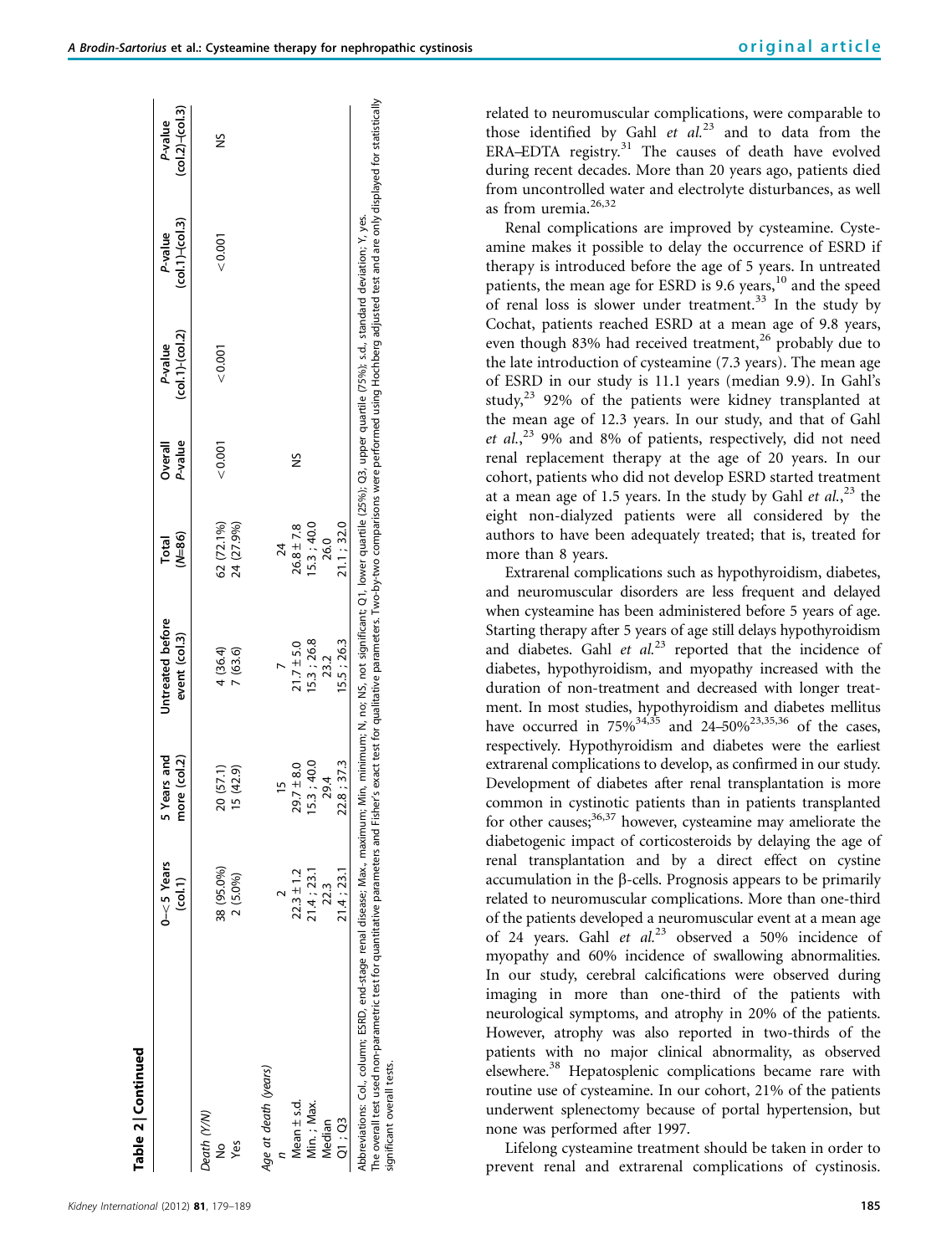**Table 2 | Continued**

| | 0–<5 Years (col.1) | 5 Years and more (col.2) | Untreated before event (col.3) | Total (N=86) | Overall P-value | P-value (col.1)-(col.2) | P-value (col.1)-(col.3) | P-value (col.2)-(col.3) |
|---|---|---|---|---|---|---|---|---|
| *Death (Y/N)* | | | | | | | | |
| No | 38 (95.0%) | 20 (57.1) | 4 (36.4) | 62 (72.1%) | <0.001 | <0.001 | <0.001 | NS |
| Yes | 2 (5.0%) | 15 (42.9) | 7 (63.6) | 24 (27.9%) | | | | |
| *Age at death (years)* | | | | | | | | |
| n | 2 | 15 | 7 | 24 | NS | | | |
| Mean ± s.d. | 22.3 ± 1.2 | 29.7 ± 8.0 | 21.7 ± 5.0 | 26.8 ± 7.8 | | | | |
| Min. ; Max. | 21.4 ; 23.1 | 15.3 ; 40.0 | 15.3 ; 26.8 | 15.3 ; 40.0 | | | | |
| Median | 22.3 | 29.4 | 23.2 | 26.0 | | | | |
| Q1 ; Q3 | 21.4 ; 23.1 | 22.8 ; 37.3 | 15.5 ; 26.3 | 21.1 ; 32.0 | | | | |

Abbreviations: Col., column; ESRD, end-stage renal disease; Max., maximum; Min, minimum; N, no; NS, not significant; Q1, lower quartile (25%); Q3, upper quartile (75%); s.d., standard deviation; Y, yes.
The overall test used non-parametric test for quantitative parameters and Fisher's exact test for qualitative parameters. Two-by-two comparisons were performed using Hochberg adjusted test and are only displayed for statistically significant overall tests.

related to neuromuscular complications, were comparable to those identified by Gahl *et al.*[23] and to data from the ERA–EDTA registry.[31] The causes of death have evolved during recent decades. More than 20 years ago, patients died from uncontrolled water and electrolyte disturbances, as well as from uremia.[26,32]

Renal complications are improved by cysteamine. Cysteamine makes it possible to delay the occurrence of ESRD if therapy is introduced before the age of 5 years. In untreated patients, the mean age for ESRD is 9.6 years,[10] and the speed of renal loss is slower under treatment.[33] In the study by Cochat, patients reached ESRD at a mean age of 9.8 years, even though 83% had received treatment,[26] probably due to the late introduction of cysteamine (7.3 years). The mean age of ESRD in our study is 11.1 years (median 9.9). In Gahl's study,[23] 92% of the patients were kidney transplanted at the mean age of 12.3 years. In our study, and that of Gahl *et al.*,[23] 9% and 8% of patients, respectively, did not need renal replacement therapy at the age of 20 years. In our cohort, patients who did not develop ESRD started treatment at a mean age of 1.5 years. In the study by Gahl *et al.*,[23] the eight non-dialyzed patients were all considered by the authors to have been adequately treated; that is, treated for more than 8 years.

Extrarenal complications such as hypothyroidism, diabetes, and neuromuscular disorders are less frequent and delayed when cysteamine has been administered before 5 years of age. Starting therapy after 5 years of age still delays hypothyroidism and diabetes. Gahl *et al.*[23] reported that the incidence of diabetes, hypothyroidism, and myopathy increased with the duration of non-treatment and decreased with longer treatment. In most studies, hypothyroidism and diabetes mellitus have occurred in 75%[34,35] and 24–50%[23,35,36] of the cases, respectively. Hypothyroidism and diabetes were the earliest extrarenal complications to develop, as confirmed in our study. Development of diabetes after renal transplantation is more common in cystinotic patients than in patients transplanted for other causes;[36,37] however, cysteamine may ameliorate the diabetogenic impact of corticosteroids by delaying the age of renal transplantation and by a direct effect on cystine accumulation in the β-cells. Prognosis appears to be primarily related to neuromuscular complications. More than one-third of the patients developed a neuromuscular event at a mean age of 24 years. Gahl *et al.*[23] observed a 50% incidence of myopathy and 60% incidence of swallowing abnormalities. In our study, cerebral calcifications were observed during imaging in more than one-third of the patients with neurological symptoms, and atrophy in 20% of the patients. However, atrophy was also reported in two-thirds of the patients with no major clinical abnormality, as observed elsewhere.[38] Hepatosplenic complications became rare with routine use of cysteamine. In our cohort, 21% of the patients underwent splenectomy because of portal hypertension, but none was performed after 1997.

Lifelong cysteamine treatment should be taken in order to prevent renal and extrarenal complications of cystinosis.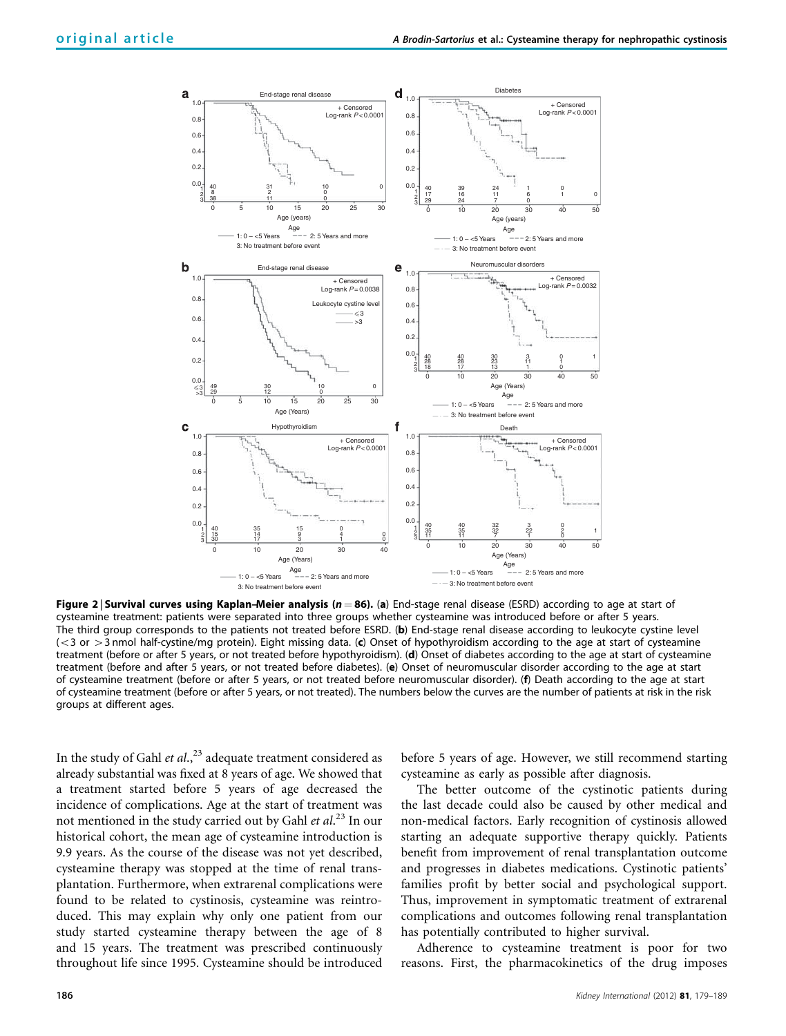**Figure 2 | Survival curves using Kaplan–Meier analysis ($n = 86$).** (**a**) End-stage renal disease (ESRD) according to age at start of cysteamine treatment: patients were separated into three groups whether cysteamine was introduced before or after 5 years. The third group corresponds to the patients not treated before ESRD. (**b**) End-stage renal disease according to leukocyte cystine level (<3 or >3 nmol half-cystine/mg protein). Eight missing data. (**c**) Onset of hypothyroidism according to the age at start of cysteamine treatment (before or after 5 years, or not treated before hypothyroidism). (**d**) Onset of diabetes according to the age at start of cysteamine treatment (before and after 5 years, or not treated before diabetes). (**e**) Onset of neuromuscular disorder according to the age at start of cysteamine treatment (before or after 5 years, or not treated before neuromuscular disorder). (**f**) Death according to the age at start of cysteamine treatment (before or after 5 years, or not treated). The numbers below the curves are the number of patients at risk in the risk groups at different ages.

In the study of Gahl *et al.*,[23] adequate treatment considered as already substantial was fixed at 8 years of age. We showed that a treatment started before 5 years of age decreased the incidence of complications. Age at the start of treatment was not mentioned in the study carried out by Gahl *et al.*[23] In our historical cohort, the mean age of cysteamine introduction is 9.9 years. As the course of the disease was not yet described, cysteamine therapy was stopped at the time of renal transplantation. Furthermore, when extrarenal complications were found to be related to cystinosis, cysteamine was reintroduced. This may explain why only one patient from our study started cysteamine therapy between the age of 8 and 15 years. The treatment was prescribed continuously throughout life since 1995. Cysteamine should be introduced before 5 years of age. However, we still recommend starting cysteamine as early as possible after diagnosis.

The better outcome of the cystinotic patients during the last decade could also be caused by other medical and non-medical factors. Early recognition of cystinosis allowed starting an adequate supportive therapy quickly. Patients benefit from improvement of renal transplantation outcome and progresses in diabetes medications. Cystinotic patients' families profit by better social and psychological support. Thus, improvement in symptomatic treatment of extrarenal complications and outcomes following renal transplantation has potentially contributed to higher survival.

Adherence to cysteamine treatment is poor for two reasons. First, the pharmacokinetics of the drug imposes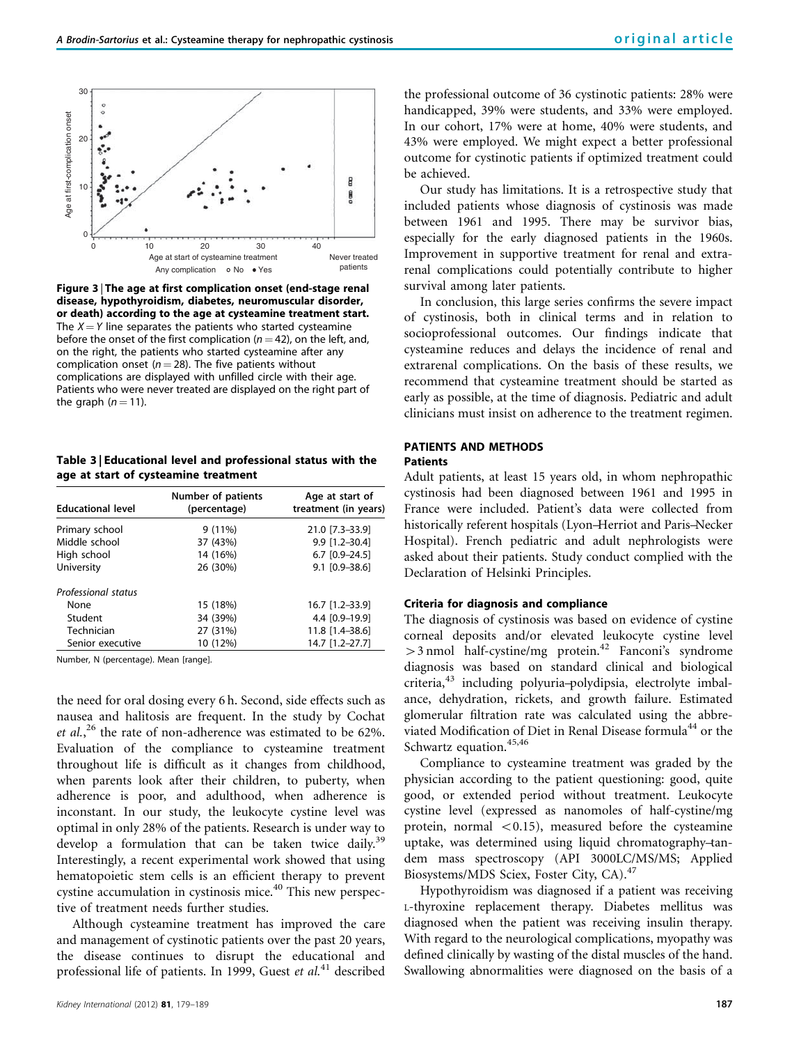Figure 3 | The age at first complication onset (end-stage renal disease, hypothyroidism, diabetes, neuromuscular disorder, or death) according to the age at cysteamine treatment start. The $X=Y$ line separates the patients who started cysteamine before the onset of the first complication ($n=42$), on the left, and, on the right, the patients who started cysteamine after any complication onset ($n=28$). The five patients without complications are displayed with unfilled circle with their age. Patients who were never treated are displayed on the right part of the graph ($n=11$).

**Table 3 | Educational level and professional status with the age at start of cysteamine treatment**

| Educational level | Number of patients (percentage) | Age at start of treatment (in years) |
|---|---|---|
| Primary school | 9 (11%) | 21.0 [7.3–33.9] |
| Middle school | 37 (43%) | 9.9 [1.2–30.4] |
| High school | 14 (16%) | 6.7 [0.9–24.5] |
| University | 26 (30%) | 9.1 [0.9–38.6] |
| *Professional status* | | |
| None | 15 (18%) | 16.7 [1.2–33.9] |
| Student | 34 (39%) | 4.4 [0.9–19.9] |
| Technician | 27 (31%) | 11.8 [1.4–38.6] |
| Senior executive | 10 (12%) | 14.7 [1.2–27.7] |

Number, N (percentage). Mean [range].

the need for oral dosing every 6 h. Second, side effects such as nausea and halitosis are frequent. In the study by Cochat *et al.*,[26] the rate of non-adherence was estimated to be 62%. Evaluation of the compliance to cysteamine treatment throughout life is difficult as it changes from childhood, when parents look after their children, to puberty, when adherence is poor, and adulthood, when adherence is inconstant. In our study, the leukocyte cystine level was optimal in only 28% of the patients. Research is under way to develop a formulation that can be taken twice daily.[39] Interestingly, a recent experimental work showed that using hematopoietic stem cells is an efficient therapy to prevent cystine accumulation in cystinosis mice.[40] This new perspective of treatment needs further studies.

Although cysteamine treatment has improved the care and management of cystinotic patients over the past 20 years, the disease continues to disrupt the educational and professional life of patients. In 1999, Guest *et al.*[41] described the professional outcome of 36 cystinotic patients: 28% were handicapped, 39% were students, and 33% were employed. In our cohort, 17% were at home, 40% were students, and 43% were employed. We might expect a better professional outcome for cystinotic patients if optimized treatment could be achieved.

Our study has limitations. It is a retrospective study that included patients whose diagnosis of cystinosis was made between 1961 and 1995. There may be survivor bias, especially for the early diagnosed patients in the 1960s. Improvement in supportive treatment for renal and extrarenal complications could potentially contribute to higher survival among later patients.

In conclusion, this large series confirms the severe impact of cystinosis, both in clinical terms and in relation to socioprofessional outcomes. Our findings indicate that cysteamine reduces and delays the incidence of renal and extrarenal complications. On the basis of these results, we recommend that cysteamine treatment should be started as early as possible, at the time of diagnosis. Pediatric and adult clinicians must insist on adherence to the treatment regimen.

## PATIENTS AND METHODS

### Patients

Adult patients, at least 15 years old, in whom nephropathic cystinosis had been diagnosed between 1961 and 1995 in France were included. Patient's data were collected from historically referent hospitals (Lyon–Herriot and Paris–Necker Hospital). French pediatric and adult nephrologists were asked about their patients. Study conduct complied with the Declaration of Helsinki Principles.

### Criteria for diagnosis and compliance

The diagnosis of cystinosis was based on evidence of cystine corneal deposits and/or elevated leukocyte cystine level $>3$ nmol half-cystine/mg protein.[42] Fanconi's syndrome diagnosis was based on standard clinical and biological criteria,[43] including polyuria–polydipsia, electrolyte imbalance, dehydration, rickets, and growth failure. Estimated glomerular filtration rate was calculated using the abbreviated Modification of Diet in Renal Disease formula[44] or the Schwartz equation.[45,46]

Compliance to cysteamine treatment was graded by the physician according to the patient questioning: good, quite good, or extended period without treatment. Leukocyte cystine level (expressed as nanomoles of half-cystine/mg protein, normal $<0.15$), measured before the cysteamine uptake, was determined using liquid chromatography–tandem mass spectroscopy (API 3000LC/MS/MS; Applied Biosystems/MDS Sciex, Foster City, CA).[47]

Hypothyroidism was diagnosed if a patient was receiving L-thyroxine replacement therapy. Diabetes mellitus was diagnosed when the patient was receiving insulin therapy. With regard to the neurological complications, myopathy was defined clinically by wasting of the distal muscles of the hand. Swallowing abnormalities were diagnosed on the basis of a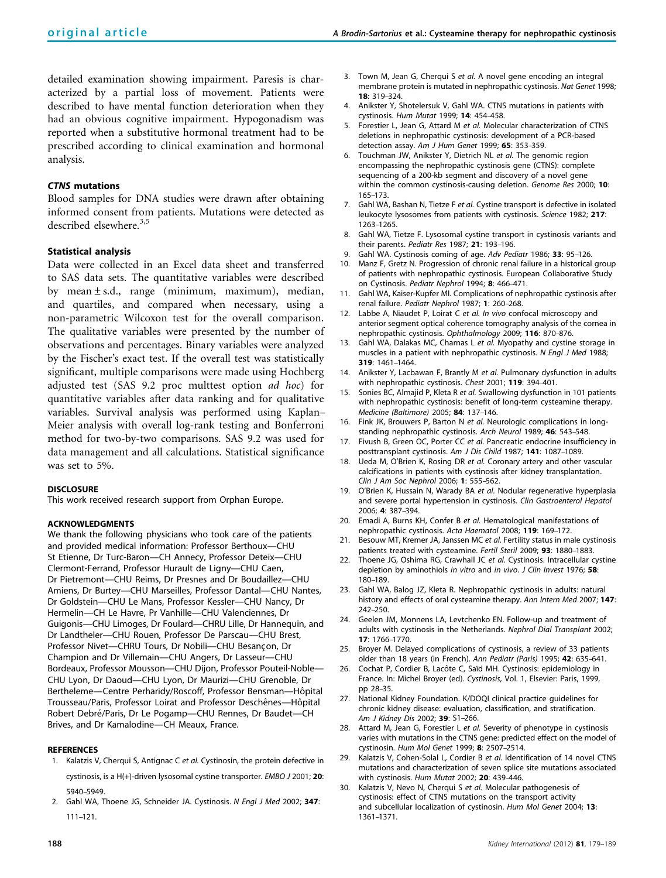detailed examination showing impairment. Paresis is characterized by a partial loss of movement. Patients were described to have mental function deterioration when they had an obvious cognitive impairment. Hypogonadism was reported when a substitutive hormonal treatment had to be prescribed according to clinical examination and hormonal analysis.

### *CTNS* mutations

Blood samples for DNA studies were drawn after obtaining informed consent from patients. Mutations were detected as described elsewhere.[3,5]

### Statistical analysis

Data were collected in an Excel data sheet and transferred to SAS data sets. The quantitative variables were described by mean ± s.d., range (minimum, maximum), median, and quartiles, and compared when necessary, using a non-parametric Wilcoxon test for the overall comparison. The qualitative variables were presented by the number of observations and percentages. Binary variables were analyzed by the Fischer's exact test. If the overall test was statistically significant, multiple comparisons were made using Hochberg adjusted test (SAS 9.2 proc multtest option *ad hoc*) for quantitative variables after data ranking and for qualitative variables. Survival analysis was performed using Kaplan–Meier analysis with overall log-rank testing and Bonferroni method for two-by-two comparisons. SAS 9.2 was used for data management and all calculations. Statistical significance was set to 5%.

#### DISCLOSURE

This work received research support from Orphan Europe.

#### ACKNOWLEDGMENTS

We thank the following physicians who took care of the patients and provided medical information: Professor Berthoux—CHU St Etienne, Dr Turc-Baron—CH Annecy, Professor Deteix—CHU Clermont-Ferrand, Professor Hurault de Ligny—CHU Caen, Dr Pietremont—CHU Reims, Dr Presnes and Dr Boudaillez—CHU Amiens, Dr Burtey—CHU Marseilles, Professor Dantal—CHU Nantes, Dr Goldstein—CHU Le Mans, Professor Kessler—CHU Nancy, Dr Hermelin—CH Le Havre, Pr Vanhille—CHU Valenciennes, Dr Guigonis—CHU Limoges, Dr Foulard—CHRU Lille, Dr Hannequin, and Dr Landtheler—CHU Rouen, Professor De Parscau—CHU Brest, Professor Nivet—CHRU Tours, Dr Nobili—CHU Besançon, Dr Champion and Dr Villemain—CHU Angers, Dr Lasseur—CHU Bordeaux, Professor Mousson—CHU Dijon, Professor Pouteil-Noble—CHU Lyon, Dr Daoud—CHU Lyon, Dr Maurizi—CHU Grenoble, Dr Bertheleme—Centre Perharidy/Roscoff, Professor Bensman—Hôpital Trousseau/Paris, Professor Loirat and Professor Deschênes—Hôpital Robert Debré/Paris, Dr Le Pogamp—CHU Rennes, Dr Baudet—CH Brives, and Dr Kamalodine—CH Meaux, France.

#### REFERENCES

1. Kalatzis V, Cherqui S, Antignac C *et al.* Cystinosin, the protein defective in cystinosis, is a H(+)-driven lysosomal cystine transporter. *EMBO J* 2001; **20**: 5940–5949.
2. Gahl WA, Thoene JG, Schneider JA. Cystinosis. *N Engl J Med* 2002; **347**: 111–121.
3. Town M, Jean G, Cherqui S *et al.* A novel gene encoding an integral membrane protein is mutated in nephropathic cystinosis. *Nat Genet* 1998; **18**: 319–324.
4. Anikster Y, Shotelersuk V, Gahl WA. CTNS mutations in patients with cystinosis. *Hum Mutat* 1999; **14**: 454–458.
5. Forestier L, Jean G, Attard M *et al.* Molecular characterization of CTNS deletions in nephropathic cystinosis: development of a PCR-based detection assay. *Am J Hum Genet* 1999; **65**: 353–359.
6. Touchman JW, Anikster Y, Dietrich NL *et al.* The genomic region encompassing the nephropathic cystinosis gene (CTNS): complete sequencing of a 200-kb segment and discovery of a novel gene within the common cystinosis-causing deletion. *Genome Res* 2000; **10**: 165–173.
7. Gahl WA, Bashan N, Tietze F *et al.* Cystine transport is defective in isolated leukocyte lysosomes from patients with cystinosis. *Science* 1982; **217**: 1263–1265.
8. Gahl WA, Tietze F. Lysosomal cystine transport in cystinosis variants and their parents. *Pediatr Res* 1987; **21**: 193–196.
9. Gahl WA. Cystinosis coming of age. *Adv Pediatr* 1986; **33**: 95–126.
10. Manz F, Gretz N. Progression of chronic renal failure in a historical group of patients with nephropathic cystinosis. European Collaborative Study on Cystinosis. *Pediatr Nephrol* 1994; **8**: 466–471.
11. Gahl WA, Kaiser-Kupfer MI. Complications of nephropathic cystinosis after renal failure. *Pediatr Nephrol* 1987; **1**: 260–268.
12. Labbe A, Niaudet P, Loirat C *et al.* In vivo confocal microscopy and anterior segment optical coherence tomography analysis of the cornea in nephropathic cystinosis. *Ophthalmology* 2009; **116**: 870–876.
13. Gahl WA, Dalakas MC, Charnas L *et al.* Myopathy and cystine storage in muscles in a patient with nephropathic cystinosis. *N Engl J Med* 1988; **319**: 1461–1464.
14. Anikster Y, Lacbawan F, Brantly M *et al.* Pulmonary dysfunction in adults with nephropathic cystinosis. *Chest* 2001; **119**: 394–401.
15. Sonies BC, Almajid P, Kleta R *et al.* Swallowing dysfunction in 101 patients with nephropathic cystinosis: benefit of long-term cysteamine therapy. *Medicine (Baltimore)* 2005; **84**: 137–146.
16. Fink JK, Brouwers P, Barton N *et al.* Neurologic complications in long-standing nephropathic cystinosis. *Arch Neurol* 1989; **46**: 543–548.
17. Fivush B, Green OC, Porter CC *et al.* Pancreatic endocrine insufficiency in posttransplant cystinosis. *Am J Dis Child* 1987; **141**: 1087–1089.
18. Ueda M, O'Brien K, Rosing DR *et al.* Coronary artery and other vascular calcifications in patients with cystinosis after kidney transplantation. *Clin J Am Soc Nephrol* 2006; **1**: 555–562.
19. O'Brien K, Hussain N, Warady BA *et al.* Nodular regenerative hyperplasia and severe portal hypertension in cystinosis. *Clin Gastroenterol Hepatol* 2006; **4**: 387–394.
20. Emadi A, Burns KH, Confer B *et al.* Hematological manifestations of nephropathic cystinosis. *Acta Haematol* 2008; **119**: 169–172.
21. Besouw MT, Kremer JA, Janssen MC *et al.* Fertility status in male cystinosis patients treated with cysteamine. *Fertil Steril* 2009; **93**: 1880–1883.
22. Thoene JG, Oshima RG, Crawhall JC *et al.* Cystinosis. Intracellular cystine depletion by aminothiols *in vitro* and *in vivo*. *J Clin Invest* 1976; **58**: 180–189.
23. Gahl WA, Balog JZ, Kleta R. Nephropathic cystinosis in adults: natural history and effects of oral cysteamine therapy. *Ann Intern Med* 2007; **147**: 242–250.
24. Geelen JM, Monnens LA, Levtchenko EN. Follow-up and treatment of adults with cystinosis in the Netherlands. *Nephrol Dial Transplant* 2002; **17**: 1766–1770.
25. Broyer M. Delayed complications of cystinosis, a review of 33 patients older than 18 years (in French). *Ann Pediatr (Paris)* 1995; **42**: 635–641.
26. Cochat P, Cordier B, Lacôte C, Saïd MH. Cystinosis: epidemiology in France. In: Michel Broyer (ed). *Cystinosis*, Vol. 1, Elsevier: Paris, 1999, pp 28–35.
27. National Kidney Foundation. K/DOQI clinical practice guidelines for chronic kidney disease: evaluation, classification, and stratification. *Am J Kidney Dis* 2002; **39**: S1–266.
28. Attard M, Jean G, Forestier L *et al.* Severity of phenotype in cystinosis varies with mutations in the CTNS gene: predicted effect on the model of cystinosin. *Hum Mol Genet* 1999; **8**: 2507–2514.
29. Kalatzis V, Cohen-Solal L, Cordier B *et al.* Identification of 14 novel CTNS mutations and characterization of seven splice site mutations associated with cystinosis. *Hum Mutat* 2002; **20**: 439–446.
30. Kalatzis V, Nevo N, Cherqui S *et al.* Molecular pathogenesis of cystinosis: effect of CTNS mutations on the transport activity and subcellular localization of cystinosin. *Hum Mol Genet* 2004; **13**: 1361–1371.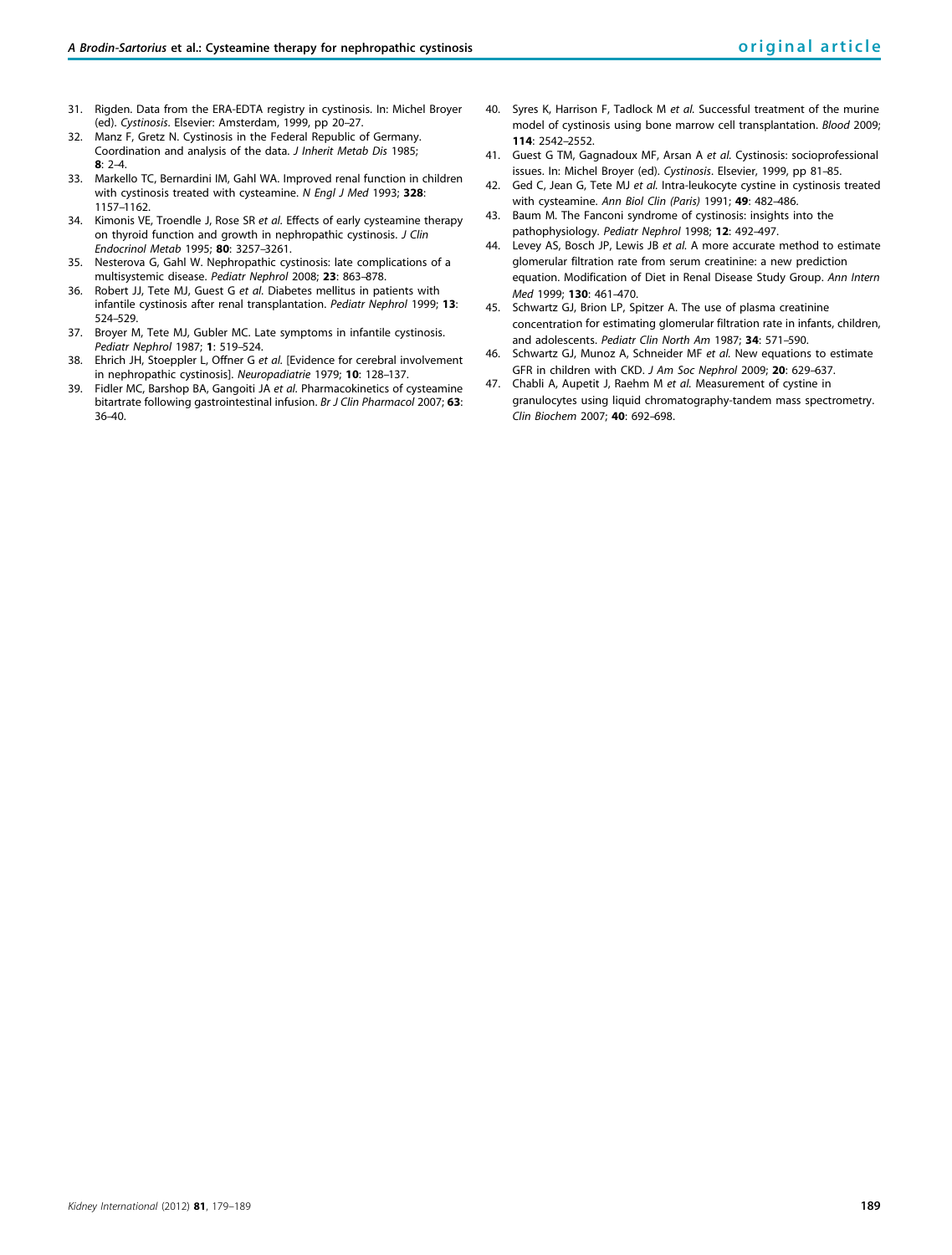31. Rigden. Data from the ERA-EDTA registry in cystinosis. In: Michel Broyer (ed). *Cystinosis*. Elsevier: Amsterdam, 1999, pp 20–27.
32. Manz F, Gretz N. Cystinosis in the Federal Republic of Germany. Coordination and analysis of the data. *J Inherit Metab Dis* 1985; **8**: 2–4.
33. Markello TC, Bernardini IM, Gahl WA. Improved renal function in children with cystinosis treated with cysteamine. *N Engl J Med* 1993; **328**: 1157–1162.
34. Kimonis VE, Troendle J, Rose SR *et al.* Effects of early cysteamine therapy on thyroid function and growth in nephropathic cystinosis. *J Clin Endocrinol Metab* 1995; **80**: 3257–3261.
35. Nesterova G, Gahl W. Nephropathic cystinosis: late complications of a multisystemic disease. *Pediatr Nephrol* 2008; **23**: 863–878.
36. Robert JJ, Tete MJ, Guest G *et al.* Diabetes mellitus in patients with infantile cystinosis after renal transplantation. *Pediatr Nephrol* 1999; **13**: 524–529.
37. Broyer M, Tete MJ, Gubler MC. Late symptoms in infantile cystinosis. *Pediatr Nephrol* 1987; **1**: 519–524.
38. Ehrich JH, Stoeppler L, Offner G *et al.* [Evidence for cerebral involvement in nephropathic cystinosis]. *Neuropadiatrie* 1979; **10**: 128–137.
39. Fidler MC, Barshop BA, Gangoiti JA *et al.* Pharmacokinetics of cysteamine bitartrate following gastrointestinal infusion. *Br J Clin Pharmacol* 2007; **63**: 36–40.
40. Syres K, Harrison F, Tadlock M *et al.* Successful treatment of the murine model of cystinosis using bone marrow cell transplantation. *Blood* 2009; **114**: 2542–2552.
41. Guest G TM, Gagnadoux MF, Arsan A *et al.* Cystinosis: socioprofessional issues. In: Michel Broyer (ed). *Cystinosis*. Elsevier, 1999, pp 81–85.
42. Ged C, Jean G, Tete MJ *et al.* Intra-leukocyte cystine in cystinosis treated with cysteamine. *Ann Biol Clin (Paris)* 1991; **49**: 482–486.
43. Baum M. The Fanconi syndrome of cystinosis: insights into the pathophysiology. *Pediatr Nephrol* 1998; **12**: 492–497.
44. Levey AS, Bosch JP, Lewis JB *et al.* A more accurate method to estimate glomerular filtration rate from serum creatinine: a new prediction equation. Modification of Diet in Renal Disease Study Group. *Ann Intern Med* 1999; **130**: 461–470.
45. Schwartz GJ, Brion LP, Spitzer A. The use of plasma creatinine concentration for estimating glomerular filtration rate in infants, children, and adolescents. *Pediatr Clin North Am* 1987; **34**: 571–590.
46. Schwartz GJ, Munoz A, Schneider MF *et al.* New equations to estimate GFR in children with CKD. *J Am Soc Nephrol* 2009; **20**: 629–637.
47. Chabli A, Aupetit J, Raehm M *et al.* Measurement of cystine in granulocytes using liquid chromatography-tandem mass spectrometry. *Clin Biochem* 2007; **40**: 692–698.